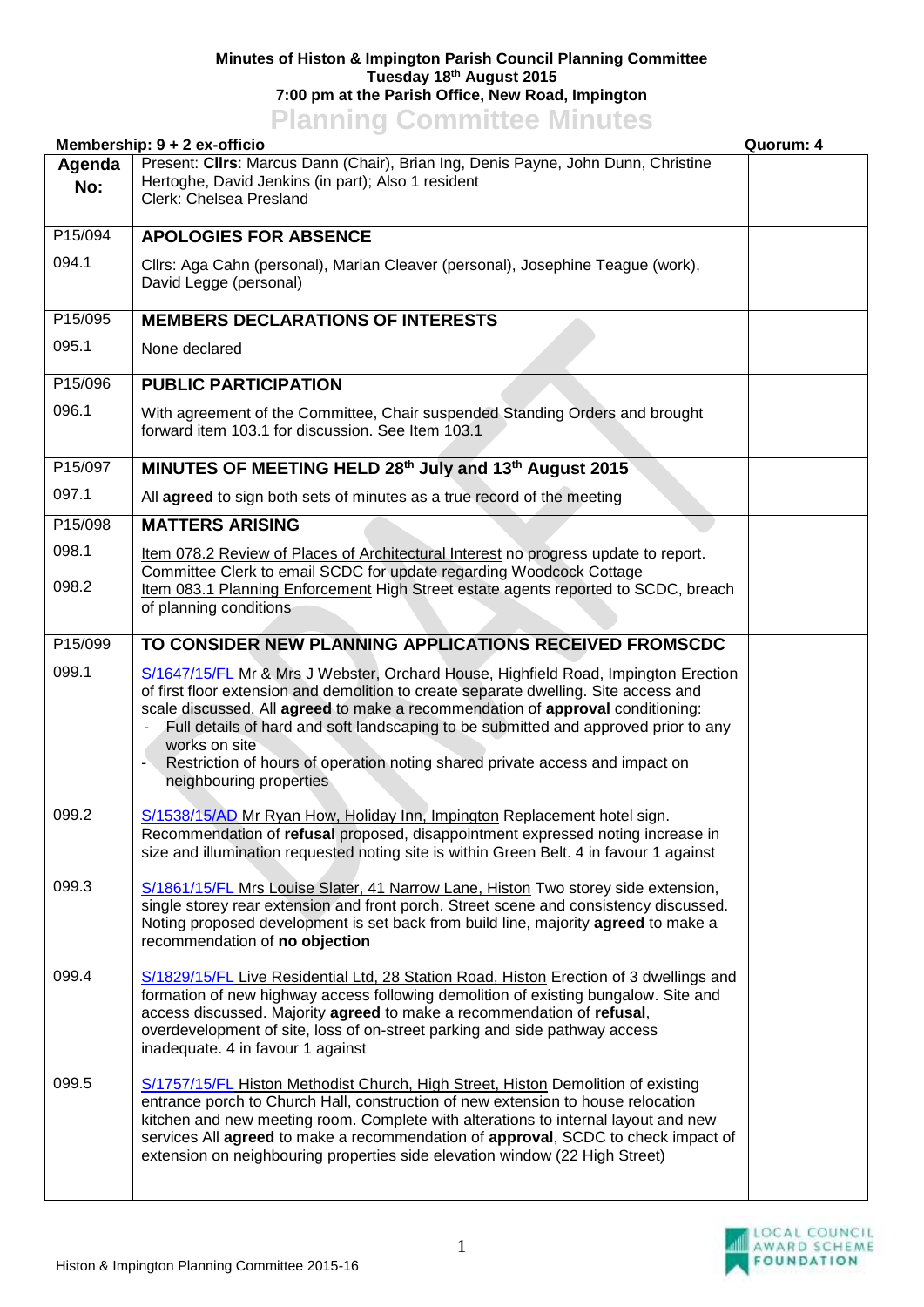**Minutes of Histon & Impington Parish Council Planning Committee**
**Tuesday 18th August 2015**
**7:00 pm at the Parish Office, New Road, Impington**

# Planning Committee Minutes

**Membership: 9 + 2 ex-officio** | **Quorum: 4**

| Agenda No: | Present: **Cllrs**: Marcus Dann (Chair), Brian Ing, Denis Payne, John Dunn, Christine Hertoghe, David Jenkins (in part); Also 1 resident<br>Clerk: Chelsea Presland | |
|---|---|---|
| P15/094 | **APOLOGIES FOR ABSENCE** | |
| 094.1 | Cllrs: Aga Cahn (personal), Marian Cleaver (personal), Josephine Teague (work), David Legge (personal) | |
| P15/095 | **MEMBERS DECLARATIONS OF INTERESTS** | |
| 095.1 | None declared | |
| P15/096 | **PUBLIC PARTICIPATION** | |
| 096.1 | With agreement of the Committee, Chair suspended Standing Orders and brought forward item 103.1 for discussion. See Item 103.1 | |
| P15/097 | **MINUTES OF MEETING HELD 28th July and 13th August 2015** | |
| 097.1 | All **agreed** to sign both sets of minutes as a true record of the meeting | |
| P15/098 | **MATTERS ARISING** | |
| 098.1 | Item 078.2 Review of Places of Architectural Interest no progress update to report. Committee Clerk to email SCDC for update regarding Woodcock Cottage | |
| 098.2 | Item 083.1 Planning Enforcement High Street estate agents reported to SCDC, breach of planning conditions | |
| P15/099 | **TO CONSIDER NEW PLANNING APPLICATIONS RECEIVED FROMSCDC** | |
| 099.1 | S/1647/15/FL Mr & Mrs J Webster, Orchard House, Highfield Road, Impington Erection of first floor extension and demolition to create separate dwelling. Site access and scale discussed. All **agreed** to make a recommendation of **approval** conditioning:<br>- Full details of hard and soft landscaping to be submitted and approved prior to any works on site<br>- Restriction of hours of operation noting shared private access and impact on neighbouring properties | |
| 099.2 | S/1538/15/AD Mr Ryan How, Holiday Inn, Impington Replacement hotel sign. Recommendation of **refusal** proposed, disappointment expressed noting increase in size and illumination requested noting site is within Green Belt. 4 in favour 1 against | |
| 099.3 | S/1861/15/FL Mrs Louise Slater, 41 Narrow Lane, Histon Two storey side extension, single storey rear extension and front porch. Street scene and consistency discussed. Noting proposed development is set back from build line, majority **agreed** to make a recommendation of **no objection** | |
| 099.4 | S/1829/15/FL Live Residential Ltd, 28 Station Road, Histon Erection of 3 dwellings and formation of new highway access following demolition of existing bungalow. Site and access discussed. Majority **agreed** to make a recommendation of **refusal**, overdevelopment of site, loss of on-street parking and side pathway access inadequate. 4 in favour 1 against | |
| 099.5 | S/1757/15/FL Histon Methodist Church, High Street, Histon Demolition of existing entrance porch to Church Hall, construction of new extension to house relocation kitchen and new meeting room. Complete with alterations to internal layout and new services All **agreed** to make a recommendation of **approval**, SCDC to check impact of extension on neighbouring properties side elevation window (22 High Street) | |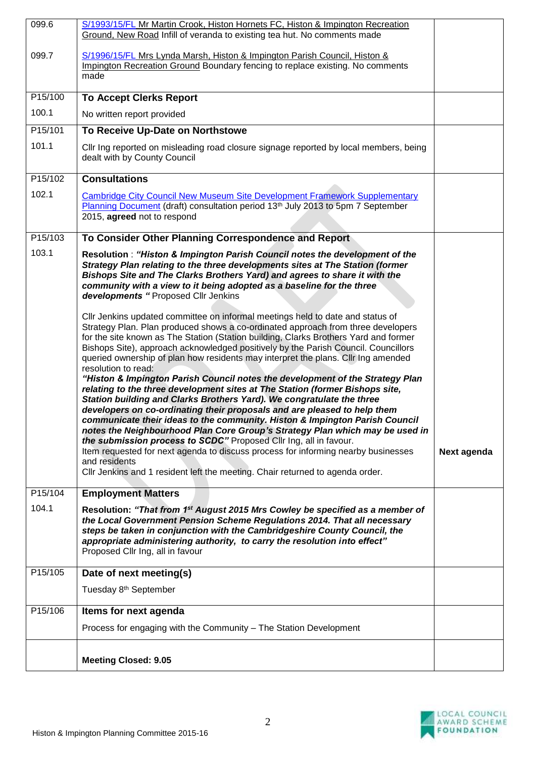| | | |
|---|---|---|
| 099.6 | S/1993/15/FL Mr Martin Crook, Histon Hornets FC, Histon & Impington Recreation Ground, New Road Infill of veranda to existing tea hut. No comments made | |
| 099.7 | S/1996/15/FL Mrs Lynda Marsh, Histon & Impington Parish Council, Histon & Impington Recreation Ground Boundary fencing to replace existing. No comments made | |
| P15/100 | **To Accept Clerks Report** | |
| 100.1 | No written report provided | |
| P15/101 | **To Receive Up-Date on Northstowe** | |
| 101.1 | Cllr Ing reported on misleading road closure signage reported by local members, being dealt with by County Council | |
| P15/102 | **Consultations** | |
| 102.1 | Cambridge City Council New Museum Site Development Framework Supplementary Planning Document (draft) consultation period 13th July 2013 to 5pm 7 September 2015, **agreed** not to respond | |
| P15/103 | **To Consider Other Planning Correspondence and Report** | |
| 103.1 | **Resolution** : ***"Histon & Impington Parish Council notes the development of the Strategy Plan relating to the three developments sites at The Station (former Bishops Site and The Clarks Brothers Yard) and agrees to share it with the community with a view to it being adopted as a baseline for the three developments "*** Proposed Cllr Jenkins<br><br>Cllr Jenkins updated committee on informal meetings held to date and status of Strategy Plan. Plan produced shows a co-ordinated approach from three developers for the site known as The Station (Station building, Clarks Brothers Yard and former Bishops Site), approach acknowledged positively by the Parish Council. Councillors queried ownership of plan how residents may interpret the plans. Cllr Ing amended resolution to read:<br>***"Histon & Impington Parish Council notes the development of the Strategy Plan relating to the three development sites at The Station (former Bishops site, Station building and Clarks Brothers Yard). We congratulate the three developers on co-ordinating their proposals and are pleased to help them communicate their ideas to the community. Histon & Impington Parish Council notes the Neighbourhood Plan Core Group's Strategy Plan which may be used in the submission process to SCDC"*** Proposed Cllr Ing, all in favour.<br>Item requested for next agenda to discuss process for informing nearby businesses and residents<br>Cllr Jenkins and 1 resident left the meeting. Chair returned to agenda order. | **Next agenda** |
| P15/104 | **Employment Matters** | |
| 104.1 | **Resolution: *"That from 1st August 2015 Mrs Cowley be specified as a member of the Local Government Pension Scheme Regulations 2014. That all necessary steps be taken in conjunction with the Cambridgeshire County Council, the appropriate administering authority, to carry the resolution into effect"*** Proposed Cllr Ing, all in favour | |
| P15/105 | **Date of next meeting(s)**<br><br>Tuesday 8th September | |
| P15/106 | **Items for next agenda**<br><br>Process for engaging with the Community – The Station Development | |
| | **Meeting Closed: 9.05** | |